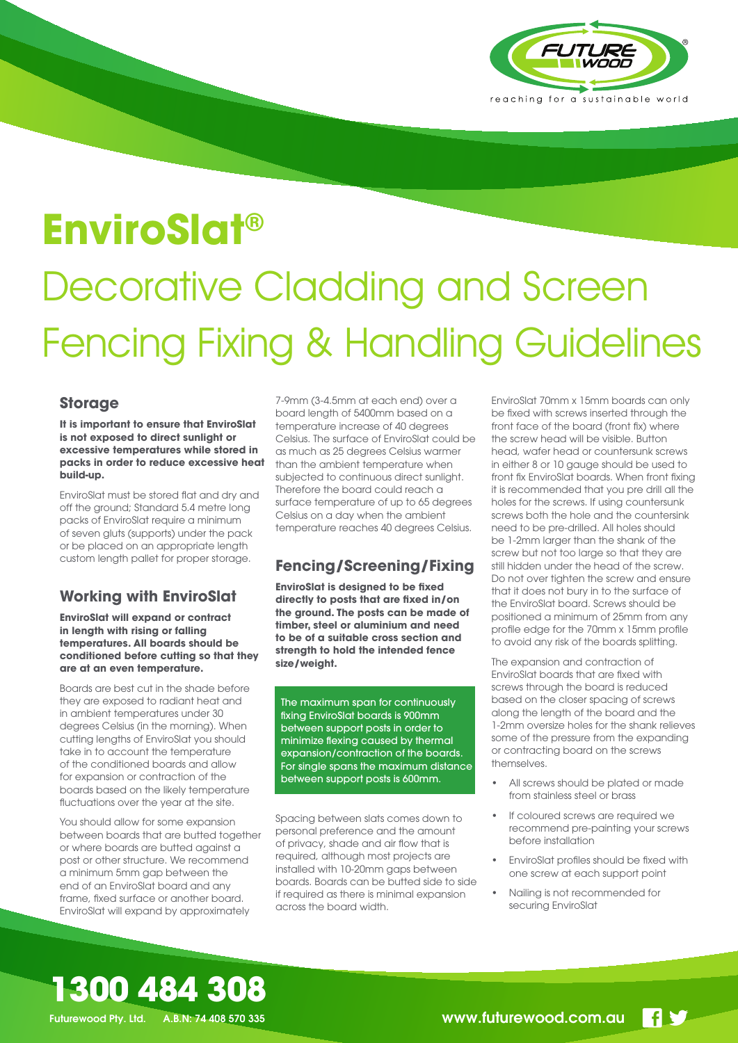reaching for a sustainable world

# EnviroSlat®

# Decorative Cladding and Screen Fencing Fixing & Handling Guidelines

## Storage

**It is important to ensure that EnviroSlat is not exposed to direct sunlight or excessive temperatures while stored in packs in order to reduce excessive heat build-up.**

EnviroSlat must be stored flat and dry and off the ground; Standard 5.4 metre long packs of EnviroSlat require a minimum of seven gluts (supports) under the pack or be placed on an appropriate length custom length pallet for proper storage.

## Working with EnviroSlat

**EnviroSlat will expand or contract in length with rising or falling temperatures. All boards should be conditioned before cutting so that they are at an even temperature.**

Boards are best cut in the shade before they are exposed to radiant heat and in ambient temperatures under 30 degrees Celsius (in the morning). When cutting lengths of EnviroSlat you should take in to account the temperature of the conditioned boards and allow for expansion or contraction of the boards based on the likely temperature fluctuations over the year at the site.

You should allow for some expansion between boards that are butted together or where boards are butted against a post or other structure. We recommend a minimum 5mm gap between the end of an EnviroSlat board and any frame, fixed surface or another board. EnviroSlat will expand by approximately 7-9mm (3-4.5mm at each end) over a board length of 5400mm based on a temperature increase of 40 degrees Celsius. The surface of EnviroSlat could be as much as 25 degrees Celsius warmer than the ambient temperature when subjected to continuous direct sunlight. Therefore the board could reach a surface temperature of up to 65 degrees Celsius on a day when the ambient temperature reaches 40 degrees Celsius.

## Fencing/Screening/Fixing

**EnviroSlat is designed to be fixed directly to posts that are fixed in/on the ground. The posts can be made of timber, steel or aluminium and need to be of a suitable cross section and strength to hold the intended fence size/weight.**

The maximum span for continuously fixing EnviroSlat boards is 900mm between support posts in order to minimize flexing caused by thermal expansion/contraction of the boards. For single spans the maximum distance between support posts is 600mm.

Spacing between slats comes down to personal preference and the amount of privacy, shade and air flow that is required, although most projects are installed with 10-20mm gaps between boards. Boards can be butted side to side if required as there is minimal expansion across the board width.

EnviroSlat 70mm x 15mm boards can only be fixed with screws inserted through the front face of the board (front fix) where the screw head will be visible. Button head, wafer head or countersunk screws in either 8 or 10 gauge should be used to front fix EnviroSlat boards. When front fixing it is recommended that you pre drill all the holes for the screws. If using countersunk screws both the hole and the countersink need to be pre-drilled. All holes should be 1-2mm larger than the shank of the screw but not too large so that they are still hidden under the head of the screw. Do not over tighten the screw and ensure that it does not bury in to the surface of the EnviroSlat board. Screws should be positioned a minimum of 25mm from any profile edge for the 70mm x 15mm profile to avoid any risk of the boards splitting.

The expansion and contraction of EnviroSlat boards that are fixed with screws through the board is reduced based on the closer spacing of screws along the length of the board and the 1-2mm oversize holes for the shank relieves some of the pressure from the expanding or contracting board on the screws themselves.

- All screws should be plated or made from stainless steel or brass
- If coloured screws are required we recommend pre-painting your screws before installation
- EnviroSlat profiles should be fixed with one screw at each support point
- Nailing is not recommended for securing EnviroSlat

**1300 484 308**

Futurewood Pty. Ltd. A.B.N: 74 408 570 335

www.futurewood.com.au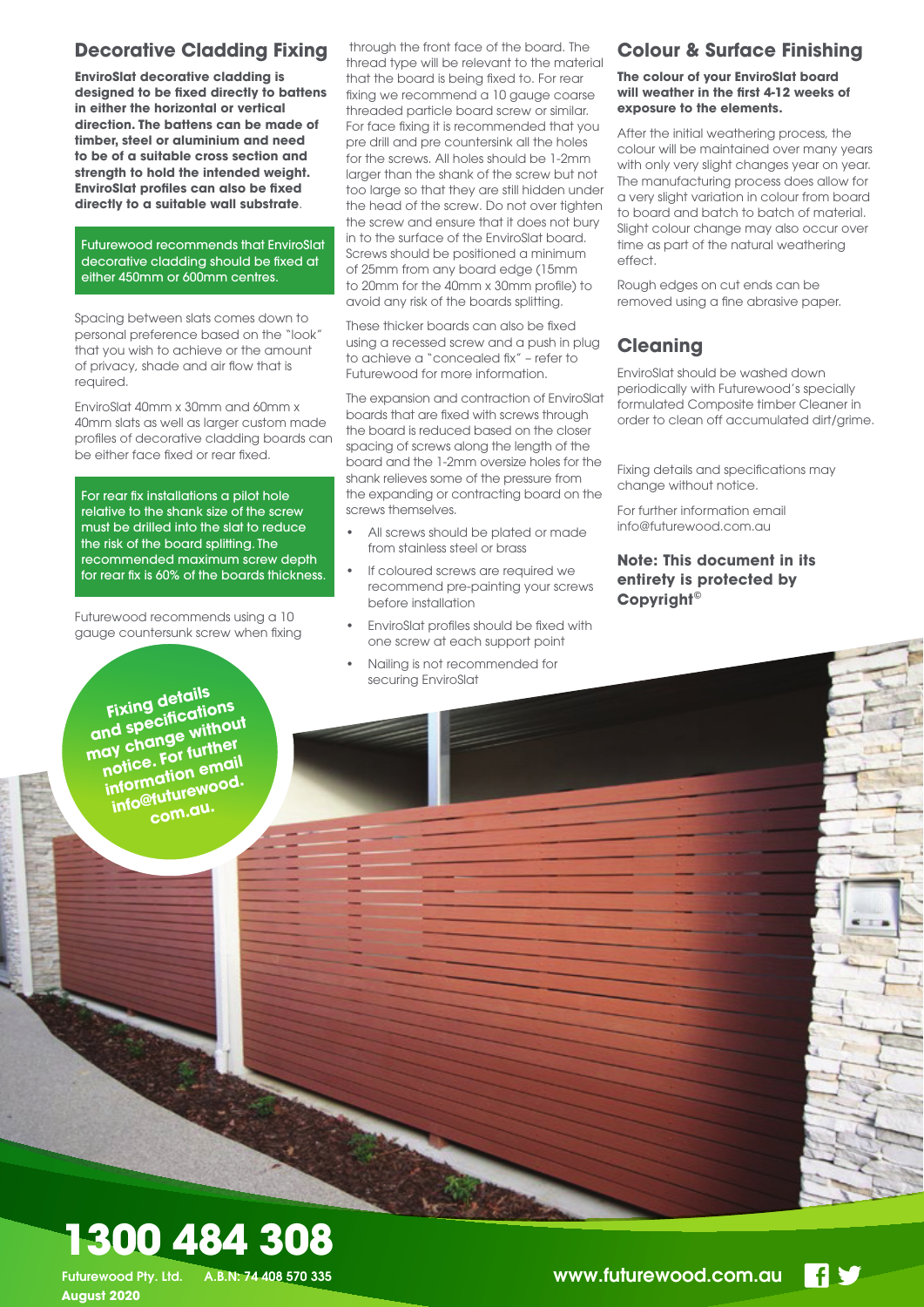## Decorative Cladding Fixing

**EnviroSlat decorative cladding is designed to be fixed directly to battens in either the horizontal or vertical direction. The battens can be made of timber, steel or aluminium and need to be of a suitable cross section and strength to hold the intended weight. EnviroSlat profiles can also be fixed directly to a suitable wall substrate**.

Futurewood recommends that EnviroSlat decorative cladding should be fixed at either 450mm or 600mm centres.

Spacing between slats comes down to personal preference based on the "look" that you wish to achieve or the amount of privacy, shade and air flow that is required.

EnviroSlat 40mm x 30mm and 60mm x 40mm slats as well as larger custom made profiles of decorative cladding boards can be either face fixed or rear fixed.

For rear fix installations a pilot hole relative to the shank size of the screw must be drilled into the slat to reduce the risk of the board splitting. The recommended maximum screw depth for rear fix is 60% of the boards thickness.

Futurewood recommends using a 10 gauge countersunk screw when fixing through the front face of the board. The thread type will be relevant to the material that the board is being fixed to. For rear fixing we recommend a 10 gauge coarse threaded particle board screw or similar. For face fixing it is recommended that you pre drill and pre countersink all the holes for the screws. All holes should be 1-2mm larger than the shank of the screw but not too large so that they are still hidden under the head of the screw. Do not over tighten the screw and ensure that it does not bury in to the surface of the EnviroSlat board. Screws should be positioned a minimum of 25mm from any board edge (15mm to 20mm for the 40mm x 30mm profile) to avoid any risk of the boards splitting.

These thicker boards can also be fixed using a recessed screw and a push in plug to achieve a "concealed fix" – refer to Futurewood for more information.

The expansion and contraction of EnviroSlat boards that are fixed with screws through the board is reduced based on the closer spacing of screws along the length of the board and the 1-2mm oversize holes for the shank relieves some of the pressure from the expanding or contracting board on the screws themselves.

- All screws should be plated or made from stainless steel or brass
- If coloured screws are required we recommend pre-painting your screws before installation
- EnviroSlat profiles should be fixed with one screw at each support point
- Nailing is not recommended for securing EnviroSlat

**Fixing details and specifications may change without notice. For further information email info@futurewood.com.au.**

## Colour & Surface Finishing

**The colour of your EnviroSlat board will weather in the first 4-12 weeks of exposure to the elements.**

After the initial weathering process, the colour will be maintained over many years with only very slight changes year on year. The manufacturing process does allow for a very slight variation in colour from board to board and batch to batch of material. Slight colour change may also occur over time as part of the natural weathering effect.

Rough edges on cut ends can be removed using a fine abrasive paper.

## Cleaning

EnviroSlat should be washed down periodically with Futurewood's specially formulated Composite timber Cleaner in order to clean off accumulated dirt/grime.

Fixing details and specifications may change without notice.

For further information email info@futurewood.com.au

**Note: This document in its entirety is protected by Copyright©**

**1300 484 308**

**Futurewood Pty. Ltd. A.B.N: 74 408 570 335**
**August 2020**

**www.futurewood.com.au**